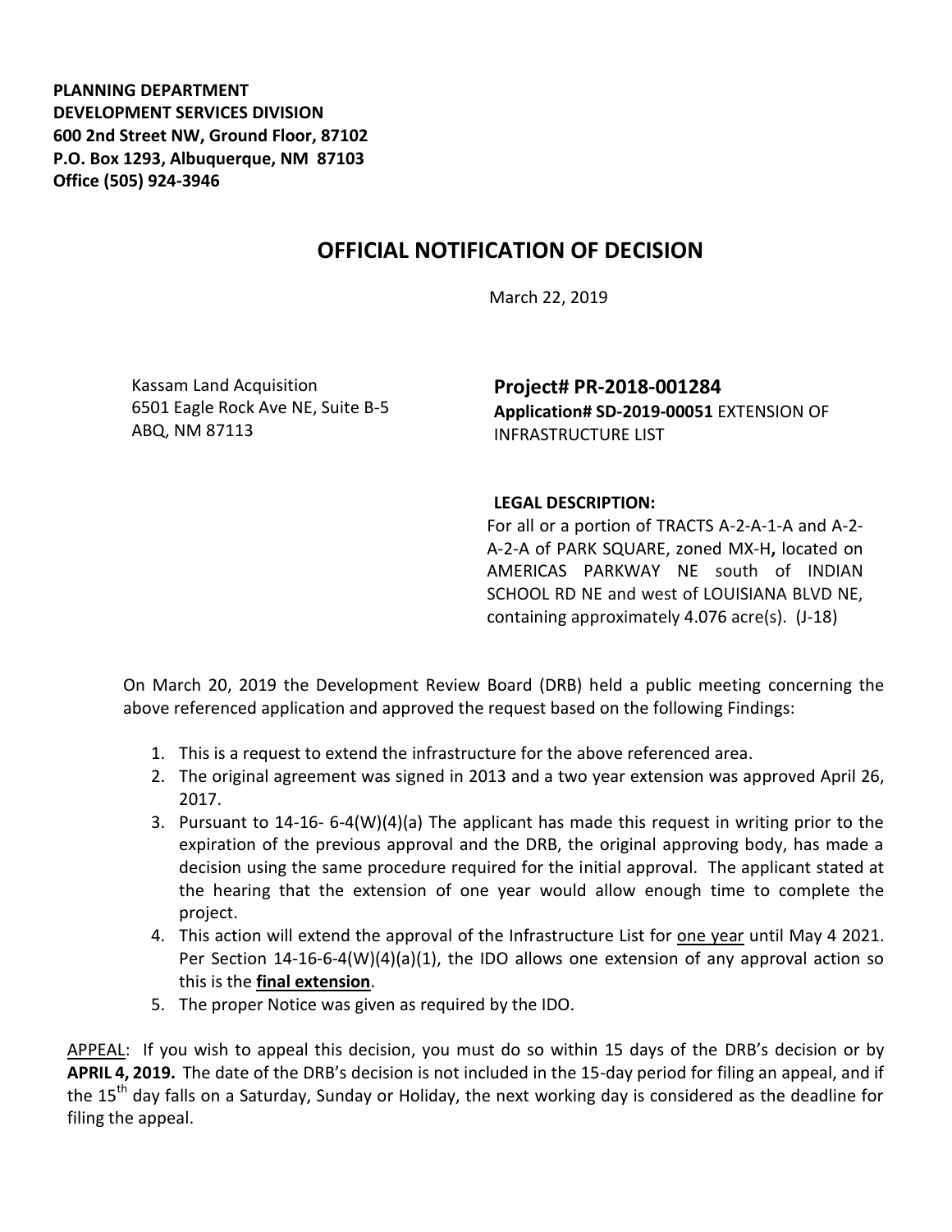**PLANNING DEPARTMENT**
**DEVELOPMENT SERVICES DIVISION**
**600 2nd Street NW, Ground Floor, 87102**
**P.O. Box 1293, Albuquerque, NM 87103**
**Office (505) 924-3946**

# OFFICIAL NOTIFICATION OF DECISION

March 22, 2019

Kassam Land Acquisition
6501 Eagle Rock Ave NE, Suite B-5
ABQ, NM 87113

**Project# PR-2018-001284**
**Application# SD-2019-00051** EXTENSION OF INFRASTRUCTURE LIST

**LEGAL DESCRIPTION:**
For all or a portion of TRACTS A-2-A-1-A and A-2-A-2-A of PARK SQUARE, zoned MX-H**,** located on AMERICAS PARKWAY NE south of INDIAN SCHOOL RD NE and west of LOUISIANA BLVD NE, containing approximately 4.076 acre(s). (J-18)

On March 20, 2019 the Development Review Board (DRB) held a public meeting concerning the above referenced application and approved the request based on the following Findings:

1. This is a request to extend the infrastructure for the above referenced area.
2. The original agreement was signed in 2013 and a two year extension was approved April 26, 2017.
3. Pursuant to 14-16- 6-4(W)(4)(a) The applicant has made this request in writing prior to the expiration of the previous approval and the DRB, the original approving body, has made a decision using the same procedure required for the initial approval. The applicant stated at the hearing that the extension of one year would allow enough time to complete the project.
4. This action will extend the approval of the Infrastructure List for <u>one year</u> until May 4 2021. Per Section 14-16-6-4(W)(4)(a)(1), the IDO allows one extension of any approval action so this is the **<u>final extension</u>**.
5. The proper Notice was given as required by the IDO.

<u>APPEAL</u>: If you wish to appeal this decision, you must do so within 15 days of the DRB's decision or by **APRIL 4, 2019.** The date of the DRB's decision is not included in the 15-day period for filing an appeal, and if the 15th day falls on a Saturday, Sunday or Holiday, the next working day is considered as the deadline for filing the appeal.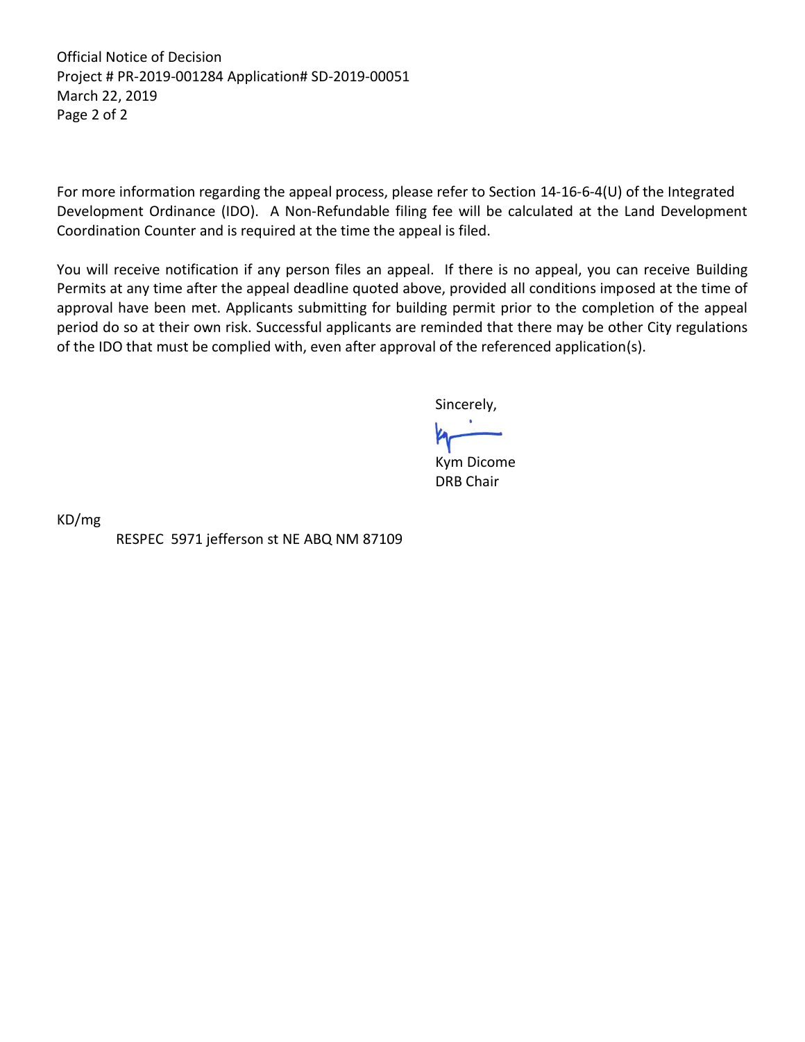For more information regarding the appeal process, please refer to Section 14-16-6-4(U) of the Integrated Development Ordinance (IDO). A Non-Refundable filing fee will be calculated at the Land Development Coordination Counter and is required at the time the appeal is filed.

You will receive notification if any person files an appeal. If there is no appeal, you can receive Building Permits at any time after the appeal deadline quoted above, provided all conditions imposed at the time of approval have been met. Applicants submitting for building permit prior to the completion of the appeal period do so at their own risk. Successful applicants are reminded that there may be other City regulations of the IDO that must be complied with, even after approval of the referenced application(s).

Sincerely,

Kym Dicome
DRB Chair

KD/mg

RESPEC 5971 jefferson st NE ABQ NM 87109